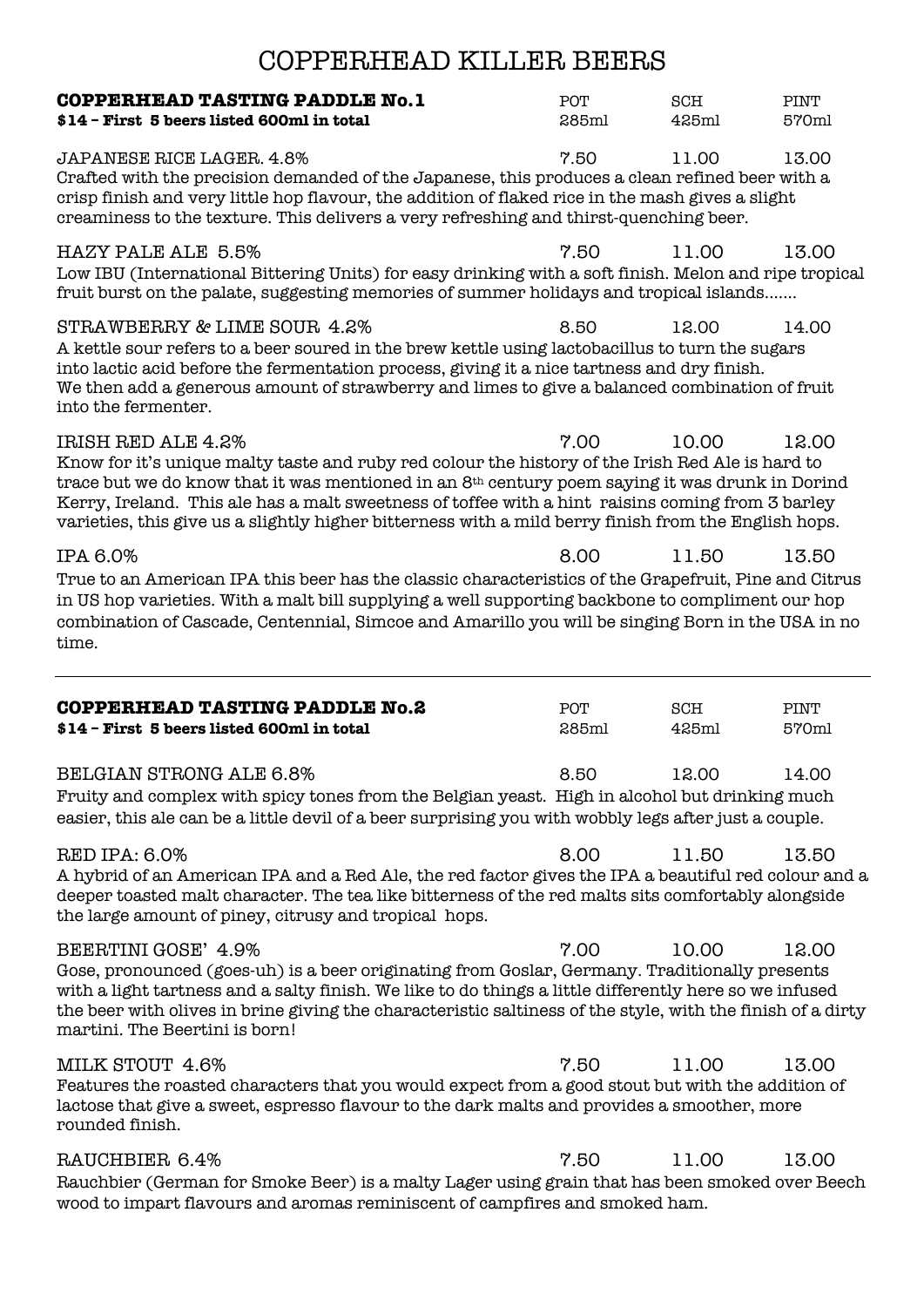# COPPERHEAD KILLER BEERS

## COPPERHEAD TASTING PADDLE No.1

**$14 – First 5 beers listed 600ml in total**

| | POT 285ml | SCH 425ml | PINT 570ml |
|---|---|---|---|
| JAPANESE RICE LAGER. 4.8% | 7.50 | 11.00 | 13.00 |

Crafted with the precision demanded of the Japanese, this produces a clean refined beer with a crisp finish and very little hop flavour, the addition of flaked rice in the mash gives a slight creaminess to the texture. This delivers a very refreshing and thirst-quenching beer.

| | POT 285ml | SCH 425ml | PINT 570ml |
|---|---|---|---|
| HAZY PALE ALE 5.5% | 7.50 | 11.00 | 13.00 |

Low IBU (International Bittering Units) for easy drinking with a soft finish. Melon and ripe tropical fruit burst on the palate, suggesting memories of summer holidays and tropical islands.......

| | POT 285ml | SCH 425ml | PINT 570ml |
|---|---|---|---|
| STRAWBERRY & LIME SOUR 4.2% | 8.50 | 12.00 | 14.00 |

A kettle sour refers to a beer soured in the brew kettle using lactobacillus to turn the sugars into lactic acid before the fermentation process, giving it a nice tartness and dry finish. We then add a generous amount of strawberry and limes to give a balanced combination of fruit into the fermenter.

| | POT 285ml | SCH 425ml | PINT 570ml |
|---|---|---|---|
| IRISH RED ALE 4.2% | 7.00 | 10.00 | 12.00 |

Know for it's unique malty taste and ruby red colour the history of the Irish Red Ale is hard to trace but we do know that it was mentioned in an 8th century poem saying it was drunk in Dorind Kerry, Ireland. This ale has a malt sweetness of toffee with a hint raisins coming from 3 barley varieties, this give us a slightly higher bitterness with a mild berry finish from the English hops.

| | POT 285ml | SCH 425ml | PINT 570ml |
|---|---|---|---|
| IPA 6.0% | 8.00 | 11.50 | 13.50 |

True to an American IPA this beer has the classic characteristics of the Grapefruit, Pine and Citrus in US hop varieties. With a malt bill supplying a well supporting backbone to compliment our hop combination of Cascade, Centennial, Simcoe and Amarillo you will be singing Born in the USA in no time.

---

## COPPERHEAD TASTING PADDLE No.2

**$14 – First 5 beers listed 600ml in total**

| | POT 285ml | SCH 425ml | PINT 570ml |
|---|---|---|---|
| BELGIAN STRONG ALE 6.8% | 8.50 | 12.00 | 14.00 |

Fruity and complex with spicy tones from the Belgian yeast. High in alcohol but drinking much easier, this ale can be a little devil of a beer surprising you with wobbly legs after just a couple.

| | POT 285ml | SCH 425ml | PINT 570ml |
|---|---|---|---|
| RED IPA: 6.0% | 8.00 | 11.50 | 13.50 |

A hybrid of an American IPA and a Red Ale, the red factor gives the IPA a beautiful red colour and a deeper toasted malt character. The tea like bitterness of the red malts sits comfortably alongside the large amount of piney, citrusy and tropical hops.

| | POT 285ml | SCH 425ml | PINT 570ml |
|---|---|---|---|
| BEERTINI GOSE' 4.9% | 7.00 | 10.00 | 12.00 |

Gose, pronounced (goes-uh) is a beer originating from Goslar, Germany. Traditionally presents with a light tartness and a salty finish. We like to do things a little differently here so we infused the beer with olives in brine giving the characteristic saltiness of the style, with the finish of a dirty martini. The Beertini is born!

| | POT 285ml | SCH 425ml | PINT 570ml |
|---|---|---|---|
| MILK STOUT 4.6% | 7.50 | 11.00 | 13.00 |

Features the roasted characters that you would expect from a good stout but with the addition of lactose that give a sweet, espresso flavour to the dark malts and provides a smoother, more rounded finish.

| | POT 285ml | SCH 425ml | PINT 570ml |
|---|---|---|---|
| RAUCHBIER 6.4% | 7.50 | 11.00 | 13.00 |

Rauchbier (German for Smoke Beer) is a malty Lager using grain that has been smoked over Beech wood to impart flavours and aromas reminiscent of campfires and smoked ham.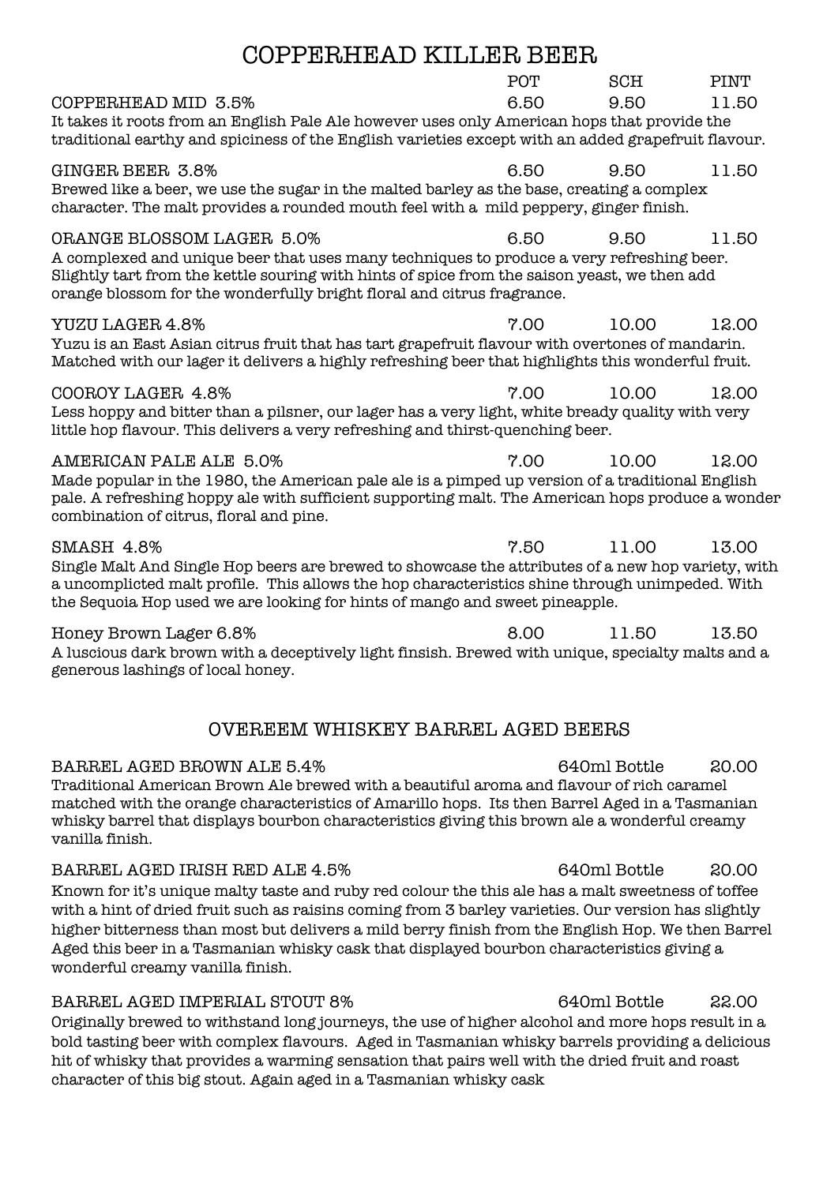# COPPERHEAD KILLER BEER

| | POT | SCH | PINT |
|---|---|---|---|
| COPPERHEAD MID 3.5% | 6.50 | 9.50 | 11.50 |

It takes it roots from an English Pale Ale however uses only American hops that provide the traditional earthy and spiciness of the English varieties except with an added grapefruit flavour.

| | POT | SCH | PINT |
|---|---|---|---|
| GINGER BEER 3.8% | 6.50 | 9.50 | 11.50 |

Brewed like a beer, we use the sugar in the malted barley as the base, creating a complex character. The malt provides a rounded mouth feel with a mild peppery, ginger finish.

| | POT | SCH | PINT |
|---|---|---|---|
| ORANGE BLOSSOM LAGER 5.0% | 6.50 | 9.50 | 11.50 |

A complexed and unique beer that uses many techniques to produce a very refreshing beer. Slightly tart from the kettle souring with hints of spice from the saison yeast, we then add orange blossom for the wonderfully bright floral and citrus fragrance.

| | POT | SCH | PINT |
|---|---|---|---|
| YUZU LAGER 4.8% | 7.00 | 10.00 | 12.00 |

Yuzu is an East Asian citrus fruit that has tart grapefruit flavour with overtones of mandarin. Matched with our lager it delivers a highly refreshing beer that highlights this wonderful fruit.

| | POT | SCH | PINT |
|---|---|---|---|
| COOROY LAGER 4.8% | 7.00 | 10.00 | 12.00 |

Less hoppy and bitter than a pilsner, our lager has a very light, white bready quality with very little hop flavour. This delivers a very refreshing and thirst-quenching beer.

| | POT | SCH | PINT |
|---|---|---|---|
| AMERICAN PALE ALE 5.0% | 7.00 | 10.00 | 12.00 |

Made popular in the 1980, the American pale ale is a pimped up version of a traditional English pale. A refreshing hoppy ale with sufficient supporting malt. The American hops produce a wonder combination of citrus, floral and pine.

| | POT | SCH | PINT |
|---|---|---|---|
| SMASH 4.8% | 7.50 | 11.00 | 13.00 |

Single Malt And Single Hop beers are brewed to showcase the attributes of a new hop variety, with a uncomplicted malt profile. This allows the hop characteristics shine through unimpeded. With the Sequoia Hop used we are looking for hints of mango and sweet pineapple.

| | POT | SCH | PINT |
|---|---|---|---|
| Honey Brown Lager 6.8% | 8.00 | 11.50 | 13.50 |

A luscious dark brown with a deceptively light finsish. Brewed with unique, specialty malts and a generous lashings of local honey.

## OVEREEM WHISKEY BARREL AGED BEERS

BARREL AGED BROWN ALE 5.4% — 640ml Bottle — 20.00

Traditional American Brown Ale brewed with a beautiful aroma and flavour of rich caramel matched with the orange characteristics of Amarillo hops. Its then Barrel Aged in a Tasmanian whisky barrel that displays bourbon characteristics giving this brown ale a wonderful creamy vanilla finish.

BARREL AGED IRISH RED ALE 4.5% — 640ml Bottle — 20.00

Known for it's unique malty taste and ruby red colour the this ale has a malt sweetness of toffee with a hint of dried fruit such as raisins coming from 3 barley varieties. Our version has slightly higher bitterness than most but delivers a mild berry finish from the English Hop. We then Barrel Aged this beer in a Tasmanian whisky cask that displayed bourbon characteristics giving a wonderful creamy vanilla finish.

BARREL AGED IMPERIAL STOUT 8% — 640ml Bottle — 22.00

Originally brewed to withstand long journeys, the use of higher alcohol and more hops result in a bold tasting beer with complex flavours. Aged in Tasmanian whisky barrels providing a delicious hit of whisky that provides a warming sensation that pairs well with the dried fruit and roast character of this big stout. Again aged in a Tasmanian whisky cask